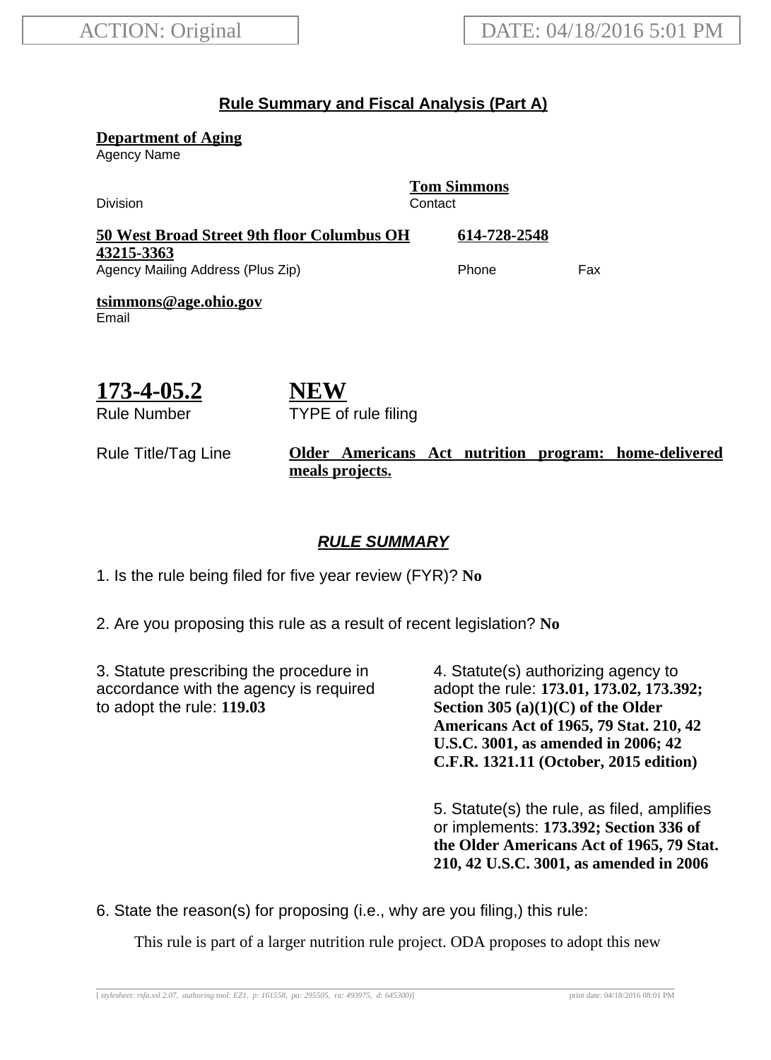ACTION: Original

DATE: 04/18/2016 5:01 PM

## **Rule Summary and Fiscal Analysis (Part A)**

**Department of Aging**
Agency Name

Division

**Tom Simmons**
Contact

**50 West Broad Street 9th floor Columbus OH 43215-3363**
Agency Mailing Address (Plus Zip)

**614-728-2548**
Phone

Fax

**tsimmons@age.ohio.gov**
Email

**173-4-05.2**
Rule Number

**NEW**
TYPE of rule filing

Rule Title/Tag Line: **Older Americans Act nutrition program: home-delivered meals projects.**

### ***RULE SUMMARY***

1. Is the rule being filed for five year review (FYR)? **No**

2. Are you proposing this rule as a result of recent legislation? **No**

3. Statute prescribing the procedure in accordance with the agency is required to adopt the rule: **119.03**

4. Statute(s) authorizing agency to adopt the rule: **173.01, 173.02, 173.392; Section 305 (a)(1)(C) of the Older Americans Act of 1965, 79 Stat. 210, 42 U.S.C. 3001, as amended in 2006; 42 C.F.R. 1321.11 (October, 2015 edition)**

5. Statute(s) the rule, as filed, amplifies or implements: **173.392; Section 336 of the Older Americans Act of 1965, 79 Stat. 210, 42 U.S.C. 3001, as amended in 2006**

6. State the reason(s) for proposing (i.e., why are you filing,) this rule:

This rule is part of a larger nutrition rule project. ODA proposes to adopt this new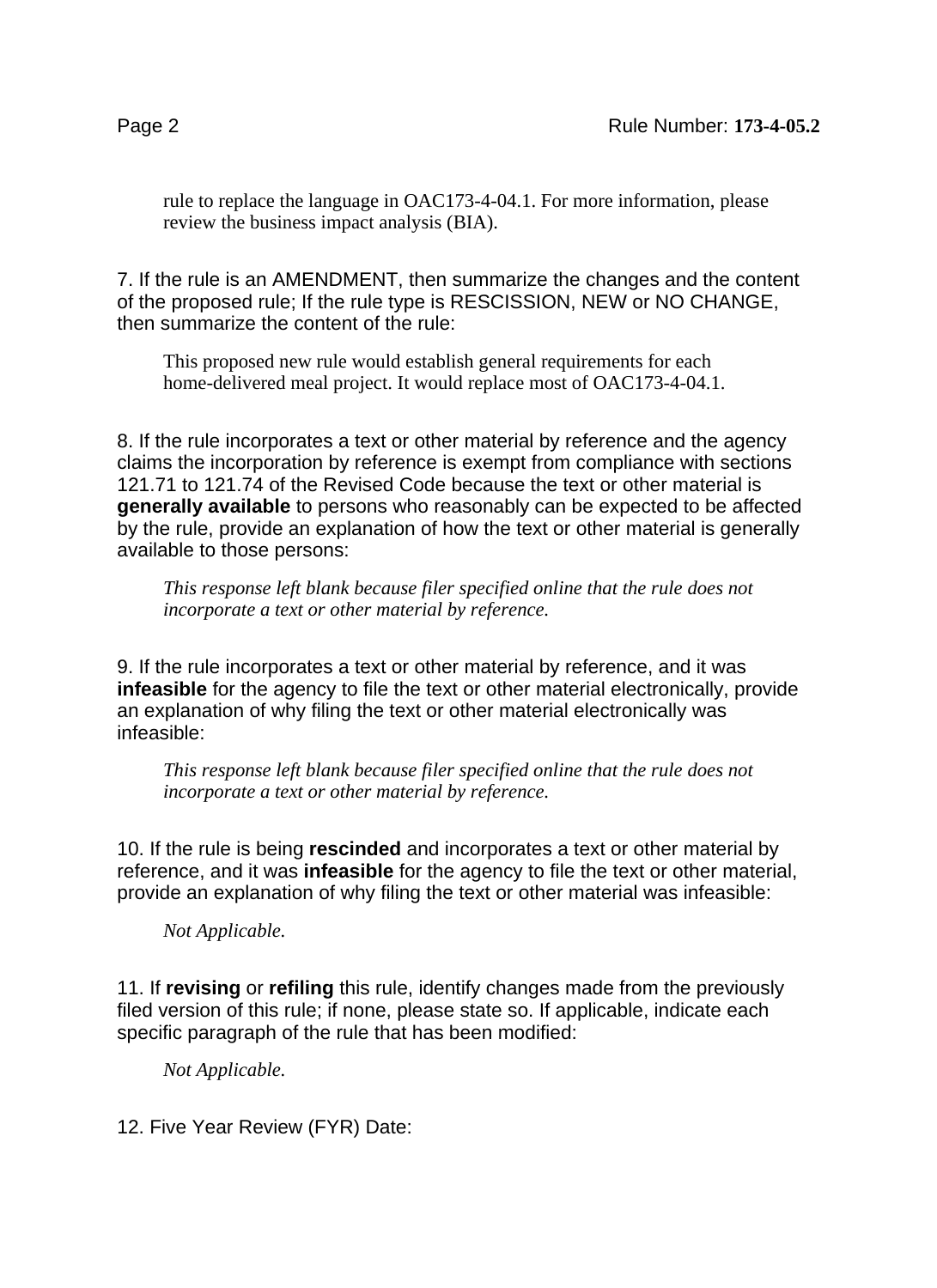rule to replace the language in OAC173-4-04.1. For more information, please review the business impact analysis (BIA).

7. If the rule is an AMENDMENT, then summarize the changes and the content of the proposed rule; If the rule type is RESCISSION, NEW or NO CHANGE, then summarize the content of the rule:

This proposed new rule would establish general requirements for each home-delivered meal project. It would replace most of OAC173-4-04.1.

8. If the rule incorporates a text or other material by reference and the agency claims the incorporation by reference is exempt from compliance with sections 121.71 to 121.74 of the Revised Code because the text or other material is **generally available** to persons who reasonably can be expected to be affected by the rule, provide an explanation of how the text or other material is generally available to those persons:

*This response left blank because filer specified online that the rule does not incorporate a text or other material by reference.*

9. If the rule incorporates a text or other material by reference, and it was **infeasible** for the agency to file the text or other material electronically, provide an explanation of why filing the text or other material electronically was infeasible:

*This response left blank because filer specified online that the rule does not incorporate a text or other material by reference.*

10. If the rule is being **rescinded** and incorporates a text or other material by reference, and it was **infeasible** for the agency to file the text or other material, provide an explanation of why filing the text or other material was infeasible:

*Not Applicable.*

11. If **revising** or **refiling** this rule, identify changes made from the previously filed version of this rule; if none, please state so. If applicable, indicate each specific paragraph of the rule that has been modified:

*Not Applicable.*

12. Five Year Review (FYR) Date: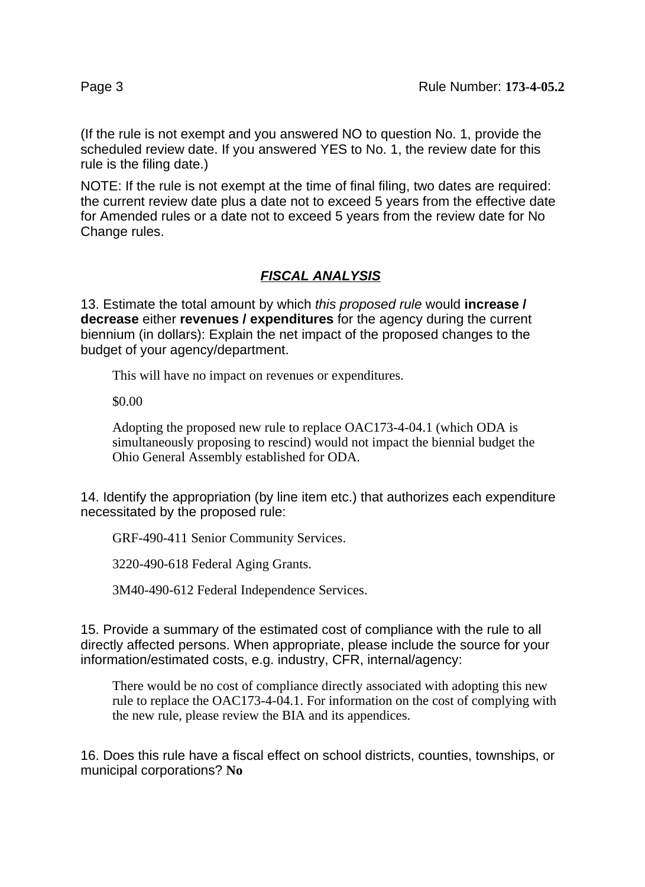(If the rule is not exempt and you answered NO to question No. 1, provide the scheduled review date. If you answered YES to No. 1, the review date for this rule is the filing date.)

NOTE: If the rule is not exempt at the time of final filing, two dates are required: the current review date plus a date not to exceed 5 years from the effective date for Amended rules or a date not to exceed 5 years from the review date for No Change rules.

## ***FISCAL ANALYSIS***

13. Estimate the total amount by which *this proposed rule* would **increase / decrease** either **revenues / expenditures** for the agency during the current biennium (in dollars): Explain the net impact of the proposed changes to the budget of your agency/department.

> This will have no impact on revenues or expenditures.
>
> $0.00
>
> Adopting the proposed new rule to replace OAC173-4-04.1 (which ODA is simultaneously proposing to rescind) would not impact the biennial budget the Ohio General Assembly established for ODA.

14. Identify the appropriation (by line item etc.) that authorizes each expenditure necessitated by the proposed rule:

> GRF-490-411 Senior Community Services.
>
> 3220-490-618 Federal Aging Grants.
>
> 3M40-490-612 Federal Independence Services.

15. Provide a summary of the estimated cost of compliance with the rule to all directly affected persons. When appropriate, please include the source for your information/estimated costs, e.g. industry, CFR, internal/agency:

> There would be no cost of compliance directly associated with adopting this new rule to replace the OAC173-4-04.1. For information on the cost of complying with the new rule, please review the BIA and its appendices.

16. Does this rule have a fiscal effect on school districts, counties, townships, or municipal corporations? **No**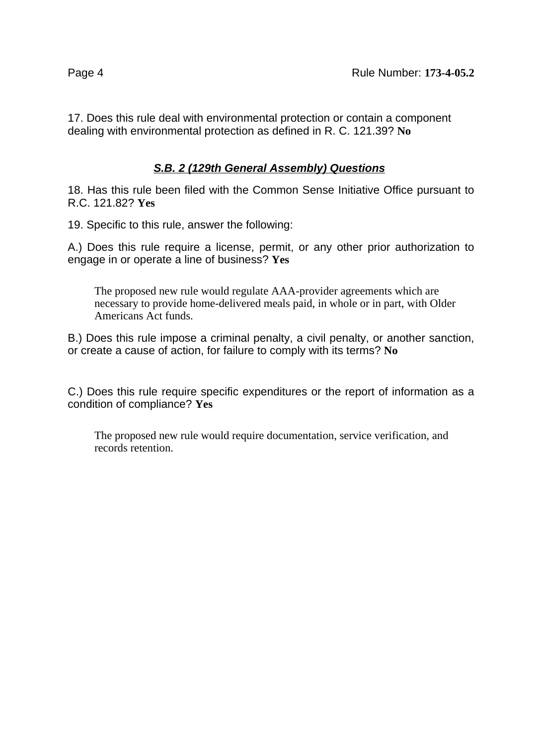17. Does this rule deal with environmental protection or contain a component dealing with environmental protection as defined in R. C. 121.39? **No**

## ***S.B. 2 (129th General Assembly) Questions***

18. Has this rule been filed with the Common Sense Initiative Office pursuant to R.C. 121.82? **Yes**

19. Specific to this rule, answer the following:

A.) Does this rule require a license, permit, or any other prior authorization to engage in or operate a line of business? **Yes**

> The proposed new rule would regulate AAA-provider agreements which are necessary to provide home-delivered meals paid, in whole or in part, with Older Americans Act funds.

B.) Does this rule impose a criminal penalty, a civil penalty, or another sanction, or create a cause of action, for failure to comply with its terms? **No**

C.) Does this rule require specific expenditures or the report of information as a condition of compliance? **Yes**

> The proposed new rule would require documentation, service verification, and records retention.